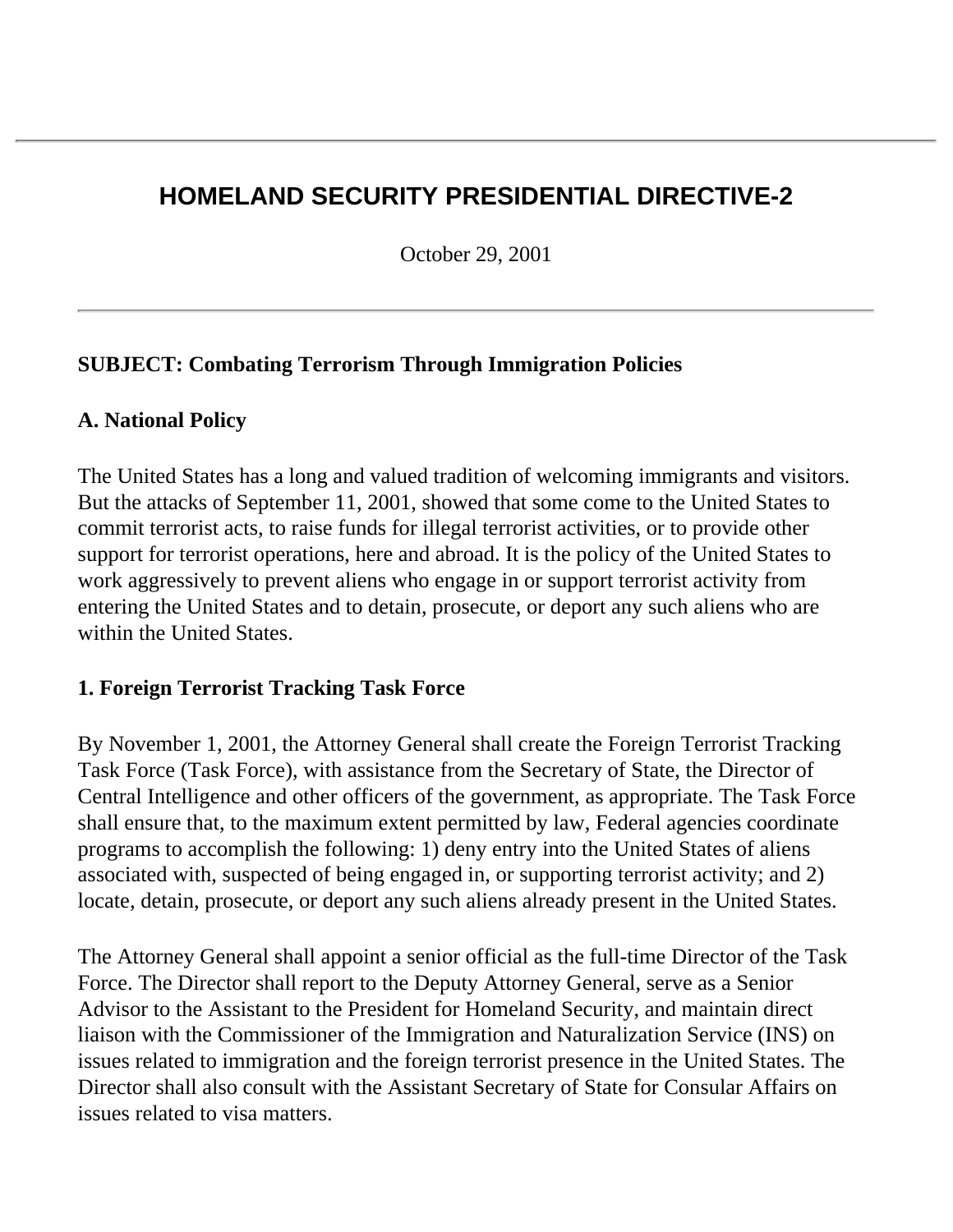# HOMELAND SECURITY PRESIDENTIAL DIRECTIVE-2

October 29, 2001

---

**SUBJECT: Combating Terrorism Through Immigration Policies**

## A. National Policy

The United States has a long and valued tradition of welcoming immigrants and visitors. But the attacks of September 11, 2001, showed that some come to the United States to commit terrorist acts, to raise funds for illegal terrorist activities, or to provide other support for terrorist operations, here and abroad. It is the policy of the United States to work aggressively to prevent aliens who engage in or support terrorist activity from entering the United States and to detain, prosecute, or deport any such aliens who are within the United States.

### 1. Foreign Terrorist Tracking Task Force

By November 1, 2001, the Attorney General shall create the Foreign Terrorist Tracking Task Force (Task Force), with assistance from the Secretary of State, the Director of Central Intelligence and other officers of the government, as appropriate. The Task Force shall ensure that, to the maximum extent permitted by law, Federal agencies coordinate programs to accomplish the following: 1) deny entry into the United States of aliens associated with, suspected of being engaged in, or supporting terrorist activity; and 2) locate, detain, prosecute, or deport any such aliens already present in the United States.

The Attorney General shall appoint a senior official as the full-time Director of the Task Force. The Director shall report to the Deputy Attorney General, serve as a Senior Advisor to the Assistant to the President for Homeland Security, and maintain direct liaison with the Commissioner of the Immigration and Naturalization Service (INS) on issues related to immigration and the foreign terrorist presence in the United States. The Director shall also consult with the Assistant Secretary of State for Consular Affairs on issues related to visa matters.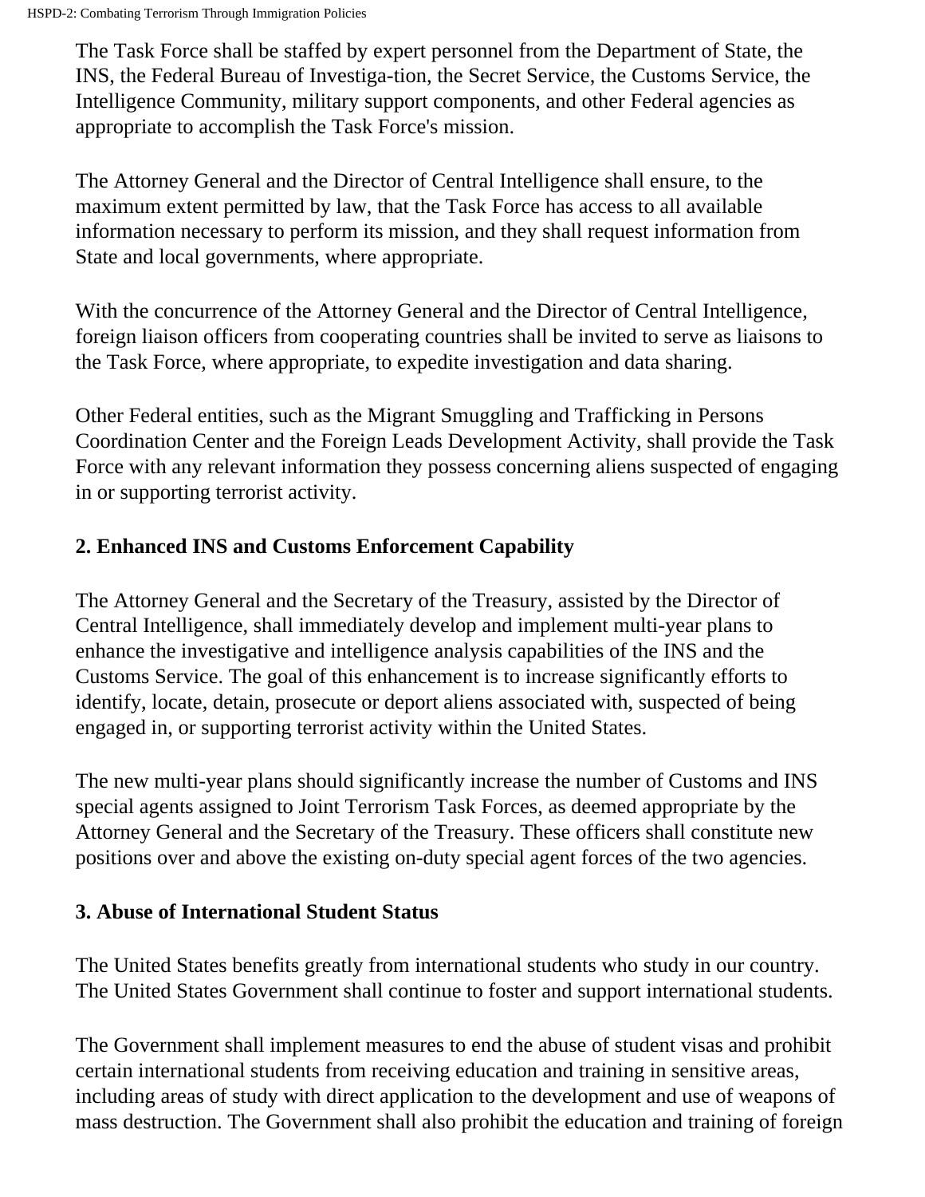The Task Force shall be staffed by expert personnel from the Department of State, the INS, the Federal Bureau of Investiga-tion, the Secret Service, the Customs Service, the Intelligence Community, military support components, and other Federal agencies as appropriate to accomplish the Task Force's mission.

The Attorney General and the Director of Central Intelligence shall ensure, to the maximum extent permitted by law, that the Task Force has access to all available information necessary to perform its mission, and they shall request information from State and local governments, where appropriate.

With the concurrence of the Attorney General and the Director of Central Intelligence, foreign liaison officers from cooperating countries shall be invited to serve as liaisons to the Task Force, where appropriate, to expedite investigation and data sharing.

Other Federal entities, such as the Migrant Smuggling and Trafficking in Persons Coordination Center and the Foreign Leads Development Activity, shall provide the Task Force with any relevant information they possess concerning aliens suspected of engaging in or supporting terrorist activity.

## 2. Enhanced INS and Customs Enforcement Capability

The Attorney General and the Secretary of the Treasury, assisted by the Director of Central Intelligence, shall immediately develop and implement multi-year plans to enhance the investigative and intelligence analysis capabilities of the INS and the Customs Service. The goal of this enhancement is to increase significantly efforts to identify, locate, detain, prosecute or deport aliens associated with, suspected of being engaged in, or supporting terrorist activity within the United States.

The new multi-year plans should significantly increase the number of Customs and INS special agents assigned to Joint Terrorism Task Forces, as deemed appropriate by the Attorney General and the Secretary of the Treasury. These officers shall constitute new positions over and above the existing on-duty special agent forces of the two agencies.

## 3. Abuse of International Student Status

The United States benefits greatly from international students who study in our country. The United States Government shall continue to foster and support international students.

The Government shall implement measures to end the abuse of student visas and prohibit certain international students from receiving education and training in sensitive areas, including areas of study with direct application to the development and use of weapons of mass destruction. The Government shall also prohibit the education and training of foreign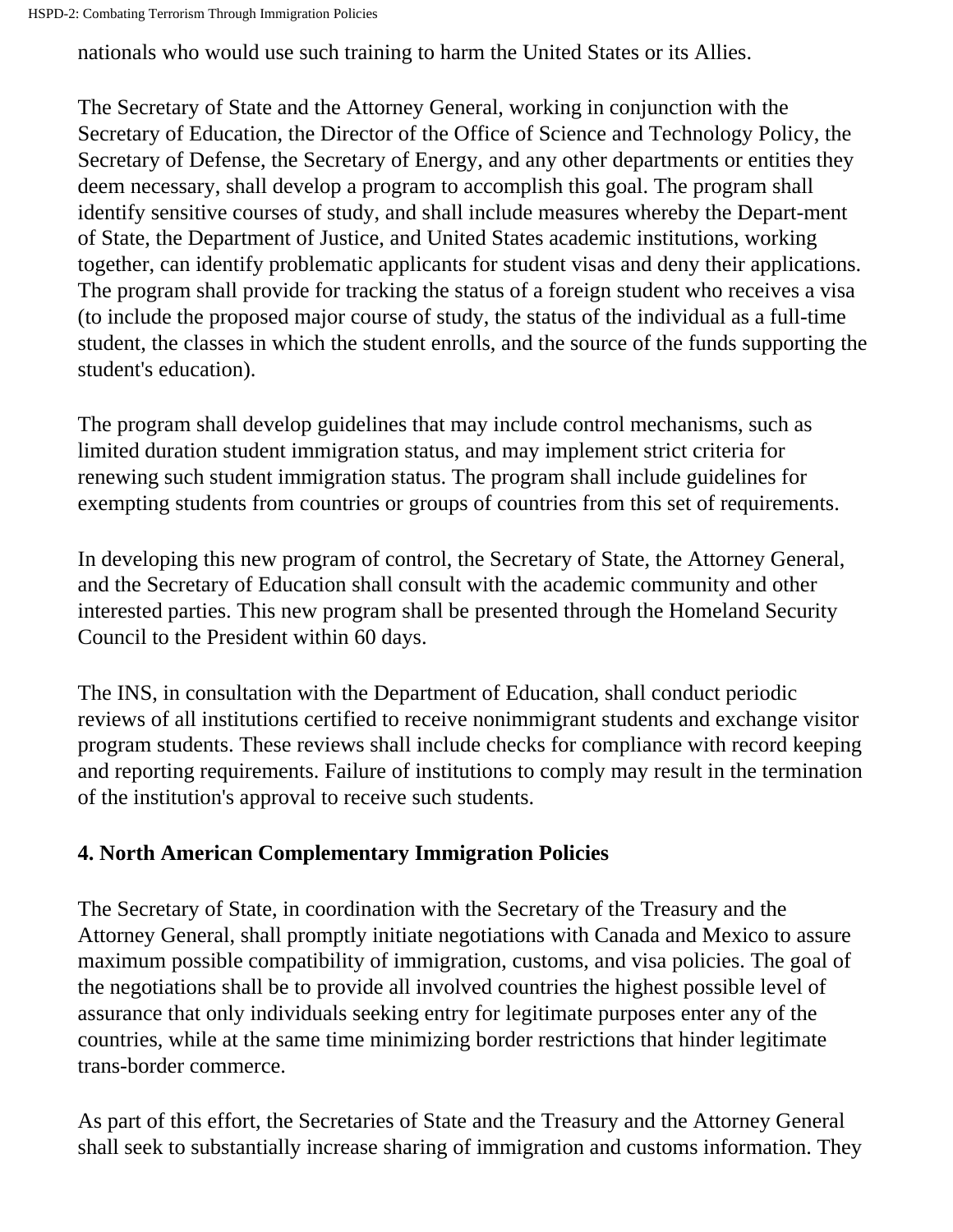nationals who would use such training to harm the United States or its Allies.

The Secretary of State and the Attorney General, working in conjunction with the Secretary of Education, the Director of the Office of Science and Technology Policy, the Secretary of Defense, the Secretary of Energy, and any other departments or entities they deem necessary, shall develop a program to accomplish this goal. The program shall identify sensitive courses of study, and shall include measures whereby the Depart-ment of State, the Department of Justice, and United States academic institutions, working together, can identify problematic applicants for student visas and deny their applications. The program shall provide for tracking the status of a foreign student who receives a visa (to include the proposed major course of study, the status of the individual as a full-time student, the classes in which the student enrolls, and the source of the funds supporting the student's education).

The program shall develop guidelines that may include control mechanisms, such as limited duration student immigration status, and may implement strict criteria for renewing such student immigration status. The program shall include guidelines for exempting students from countries or groups of countries from this set of requirements.

In developing this new program of control, the Secretary of State, the Attorney General, and the Secretary of Education shall consult with the academic community and other interested parties. This new program shall be presented through the Homeland Security Council to the President within 60 days.

The INS, in consultation with the Department of Education, shall conduct periodic reviews of all institutions certified to receive nonimmigrant students and exchange visitor program students. These reviews shall include checks for compliance with record keeping and reporting requirements. Failure of institutions to comply may result in the termination of the institution's approval to receive such students.

## 4. North American Complementary Immigration Policies

The Secretary of State, in coordination with the Secretary of the Treasury and the Attorney General, shall promptly initiate negotiations with Canada and Mexico to assure maximum possible compatibility of immigration, customs, and visa policies. The goal of the negotiations shall be to provide all involved countries the highest possible level of assurance that only individuals seeking entry for legitimate purposes enter any of the countries, while at the same time minimizing border restrictions that hinder legitimate trans-border commerce.

As part of this effort, the Secretaries of State and the Treasury and the Attorney General shall seek to substantially increase sharing of immigration and customs information. They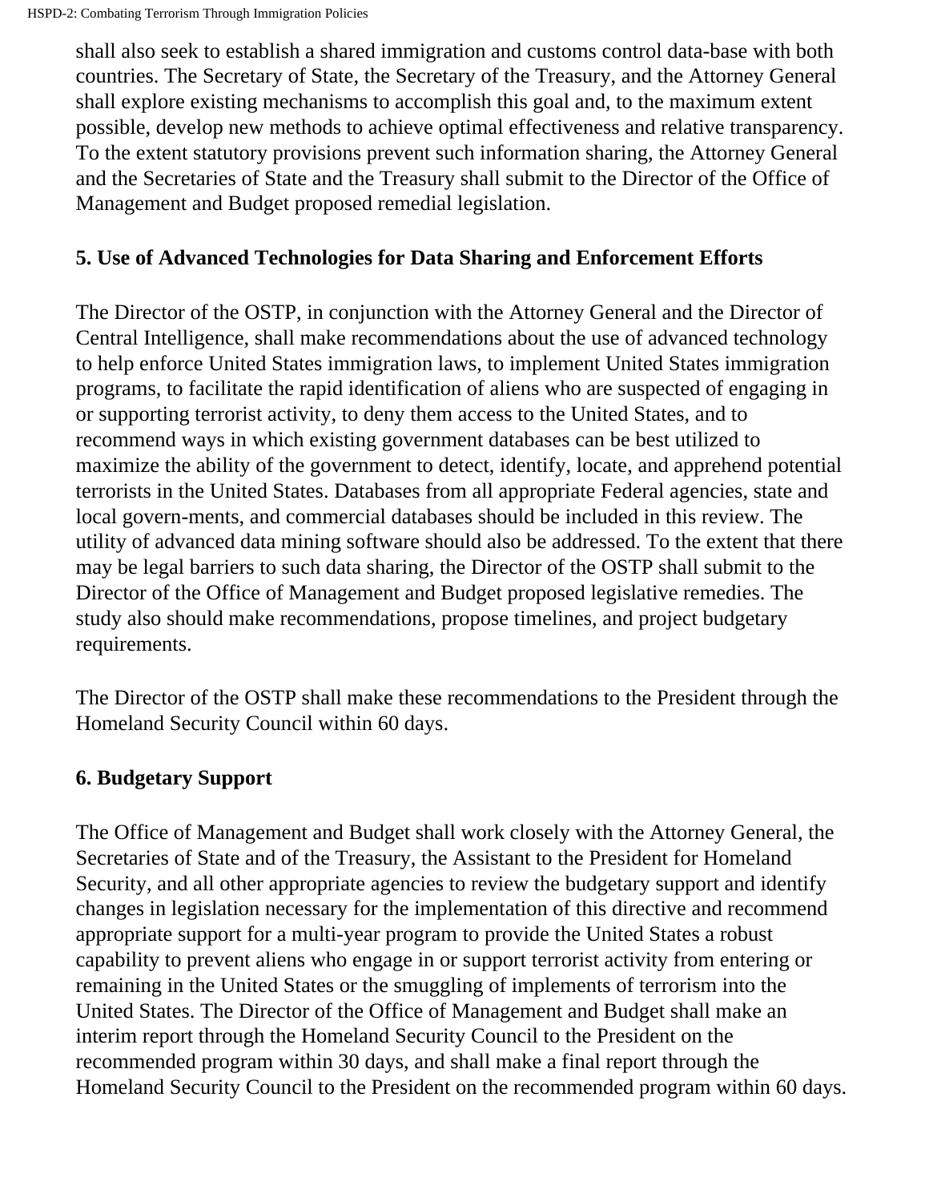shall also seek to establish a shared immigration and customs control data-base with both countries. The Secretary of State, the Secretary of the Treasury, and the Attorney General shall explore existing mechanisms to accomplish this goal and, to the maximum extent possible, develop new methods to achieve optimal effectiveness and relative transparency. To the extent statutory provisions prevent such information sharing, the Attorney General and the Secretaries of State and the Treasury shall submit to the Director of the Office of Management and Budget proposed remedial legislation.

**5. Use of Advanced Technologies for Data Sharing and Enforcement Efforts**

The Director of the OSTP, in conjunction with the Attorney General and the Director of Central Intelligence, shall make recommendations about the use of advanced technology to help enforce United States immigration laws, to implement United States immigration programs, to facilitate the rapid identification of aliens who are suspected of engaging in or supporting terrorist activity, to deny them access to the United States, and to recommend ways in which existing government databases can be best utilized to maximize the ability of the government to detect, identify, locate, and apprehend potential terrorists in the United States. Databases from all appropriate Federal agencies, state and local govern-ments, and commercial databases should be included in this review. The utility of advanced data mining software should also be addressed. To the extent that there may be legal barriers to such data sharing, the Director of the OSTP shall submit to the Director of the Office of Management and Budget proposed legislative remedies. The study also should make recommendations, propose timelines, and project budgetary requirements.

The Director of the OSTP shall make these recommendations to the President through the Homeland Security Council within 60 days.

**6. Budgetary Support**

The Office of Management and Budget shall work closely with the Attorney General, the Secretaries of State and of the Treasury, the Assistant to the President for Homeland Security, and all other appropriate agencies to review the budgetary support and identify changes in legislation necessary for the implementation of this directive and recommend appropriate support for a multi-year program to provide the United States a robust capability to prevent aliens who engage in or support terrorist activity from entering or remaining in the United States or the smuggling of implements of terrorism into the United States. The Director of the Office of Management and Budget shall make an interim report through the Homeland Security Council to the President on the recommended program within 30 days, and shall make a final report through the Homeland Security Council to the President on the recommended program within 60 days.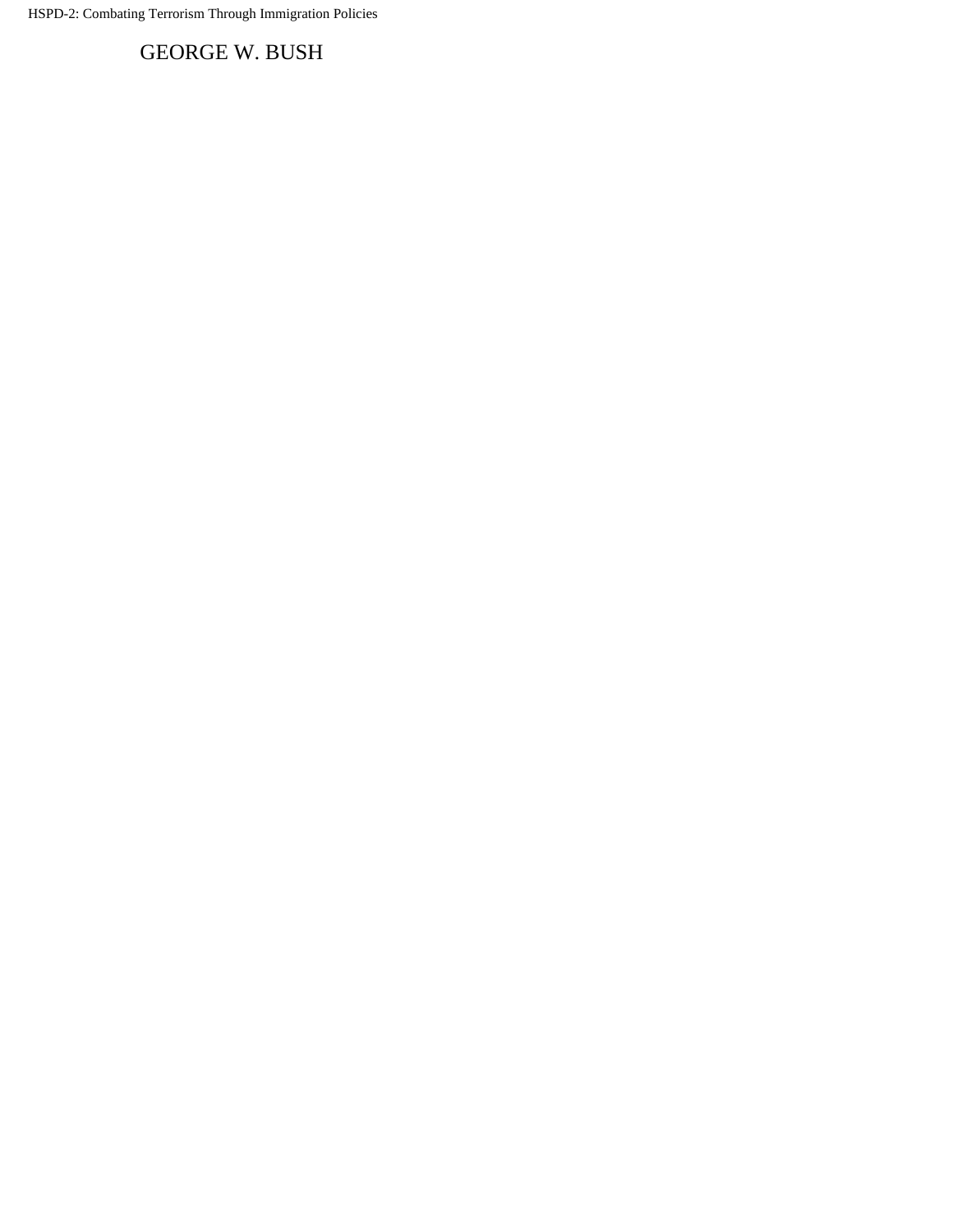GEORGE W. BUSH